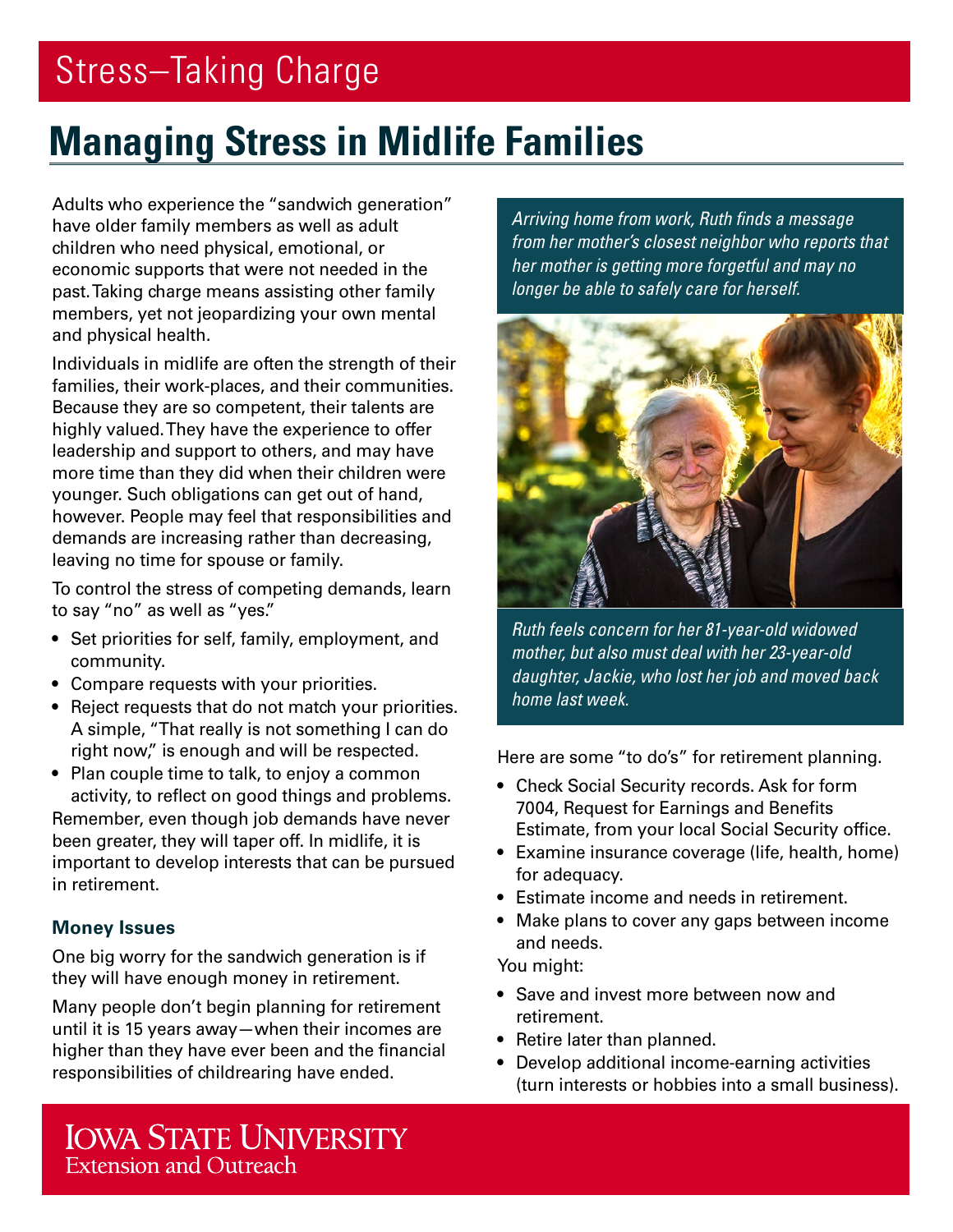# Stress—Taking Charge

## Managing Stress in Midlife Families

Adults who experience the "sandwich generation" have older family members as well as adult children who need physical, emotional, or economic supports that were not needed in the past. Taking charge means assisting other family members, yet not jeopardizing your own mental and physical health.

Individuals in midlife are often the strength of their families, their work-places, and their communities. Because they are so competent, their talents are highly valued. They have the experience to offer leadership and support to others, and may have more time than they did when their children were younger. Such obligations can get out of hand, however. People may feel that responsibilities and demands are increasing rather than decreasing, leaving no time for spouse or family.

To control the stress of competing demands, learn to say "no" as well as "yes."

- Set priorities for self, family, employment, and community.
- Compare requests with your priorities.
- Reject requests that do not match your priorities. A simple, "That really is not something I can do right now," is enough and will be respected.
- Plan couple time to talk, to enjoy a common activity, to reflect on good things and problems.

Remember, even though job demands have never been greater, they will taper off. In midlife, it is important to develop interests that can be pursued in retirement.

### Money Issues

One big worry for the sandwich generation is if they will have enough money in retirement.

Many people don't begin planning for retirement until it is 15 years away—when their incomes are higher than they have ever been and the financial responsibilities of childrearing have ended.

*Arriving home from work, Ruth finds a message from her mother's closest neighbor who reports that her mother is getting more forgetful and may no longer be able to safely care for herself.*

*Ruth feels concern for her 81-year-old widowed mother, but also must deal with her 23-year-old daughter, Jackie, who lost her job and moved back home last week.*

Here are some "to do's" for retirement planning.

- Check Social Security records. Ask for form 7004, Request for Earnings and Benefits Estimate, from your local Social Security office.
- Examine insurance coverage (life, health, home) for adequacy.
- Estimate income and needs in retirement.
- Make plans to cover any gaps between income and needs.

You might:

- Save and invest more between now and retirement.
- Retire later than planned.
- Develop additional income-earning activities (turn interests or hobbies into a small business).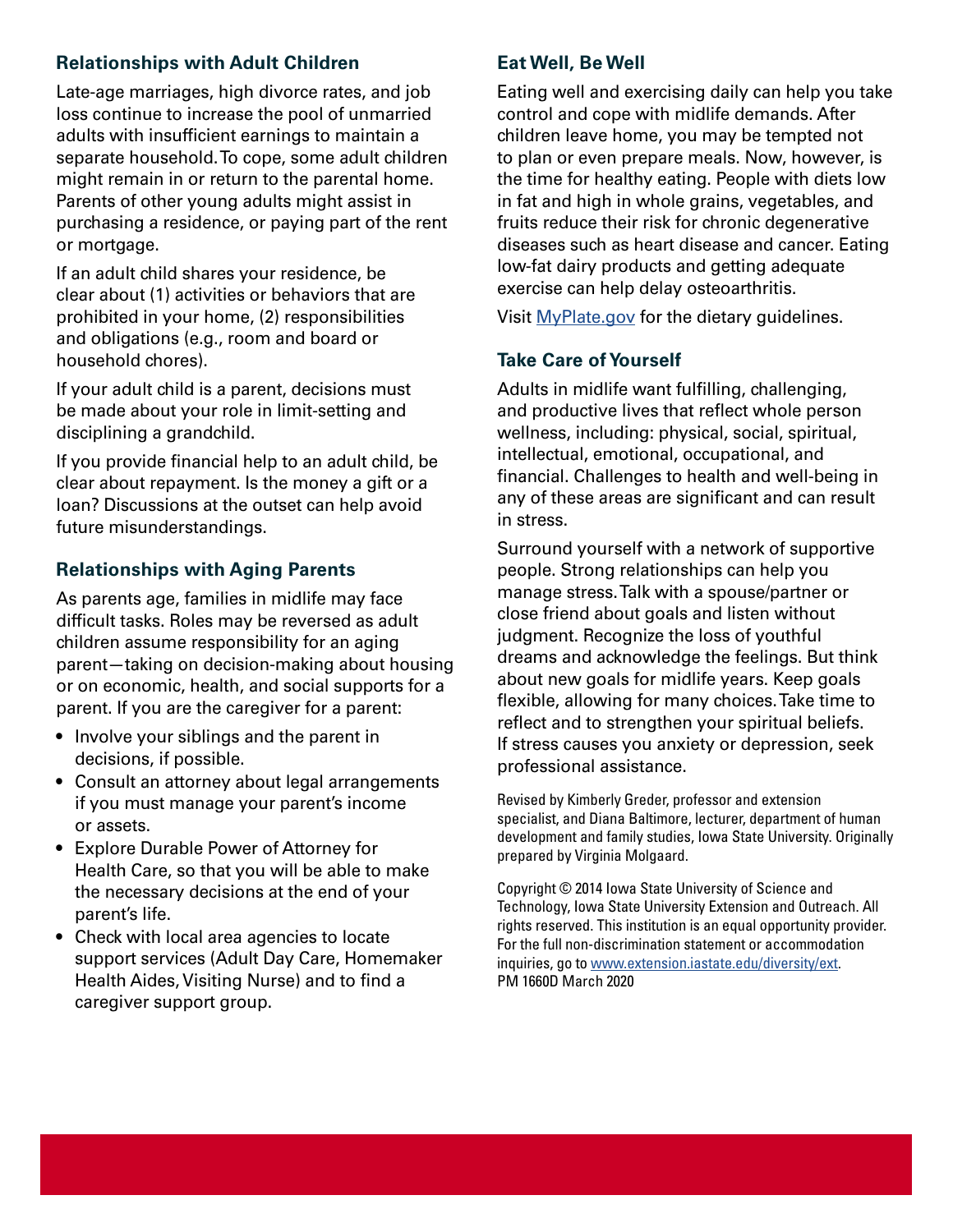### Relationships with Adult Children

Late-age marriages, high divorce rates, and job loss continue to increase the pool of unmarried adults with insufficient earnings to maintain a separate household. To cope, some adult children might remain in or return to the parental home. Parents of other young adults might assist in purchasing a residence, or paying part of the rent or mortgage.

If an adult child shares your residence, be clear about (1) activities or behaviors that are prohibited in your home, (2) responsibilities and obligations (e.g., room and board or household chores).

If your adult child is a parent, decisions must be made about your role in limit-setting and disciplining a grandchild.

If you provide financial help to an adult child, be clear about repayment. Is the money a gift or a loan? Discussions at the outset can help avoid future misunderstandings.

### Relationships with Aging Parents

As parents age, families in midlife may face difficult tasks. Roles may be reversed as adult children assume responsibility for an aging parent—taking on decision-making about housing or on economic, health, and social supports for a parent. If you are the caregiver for a parent:

- Involve your siblings and the parent in decisions, if possible.
- Consult an attorney about legal arrangements if you must manage your parent's income or assets.
- Explore Durable Power of Attorney for Health Care, so that you will be able to make the necessary decisions at the end of your parent's life.
- Check with local area agencies to locate support services (Adult Day Care, Homemaker Health Aides, Visiting Nurse) and to find a caregiver support group.

### Eat Well, Be Well

Eating well and exercising daily can help you take control and cope with midlife demands. After children leave home, you may be tempted not to plan or even prepare meals. Now, however, is the time for healthy eating. People with diets low in fat and high in whole grains, vegetables, and fruits reduce their risk for chronic degenerative diseases such as heart disease and cancer. Eating low-fat dairy products and getting adequate exercise can help delay osteoarthritis.

Visit [MyPlate.gov](MyPlate.gov) for the dietary guidelines.

### Take Care of Yourself

Adults in midlife want fulfilling, challenging, and productive lives that reflect whole person wellness, including: physical, social, spiritual, intellectual, emotional, occupational, and financial. Challenges to health and well-being in any of these areas are significant and can result in stress.

Surround yourself with a network of supportive people. Strong relationships can help you manage stress. Talk with a spouse/partner or close friend about goals and listen without judgment. Recognize the loss of youthful dreams and acknowledge the feelings. But think about new goals for midlife years. Keep goals flexible, allowing for many choices. Take time to reflect and to strengthen your spiritual beliefs. If stress causes you anxiety or depression, seek professional assistance.

Revised by Kimberly Greder, professor and extension specialist, and Diana Baltimore, lecturer, department of human development and family studies, Iowa State University. Originally prepared by Virginia Molgaard.

Copyright © 2014 Iowa State University of Science and Technology, Iowa State University Extension and Outreach. All rights reserved. This institution is an equal opportunity provider. For the full non-discrimination statement or accommodation inquiries, go to [www.extension.iastate.edu/diversity/ext](www.extension.iastate.edu/diversity/ext).
PM 1660D March 2020